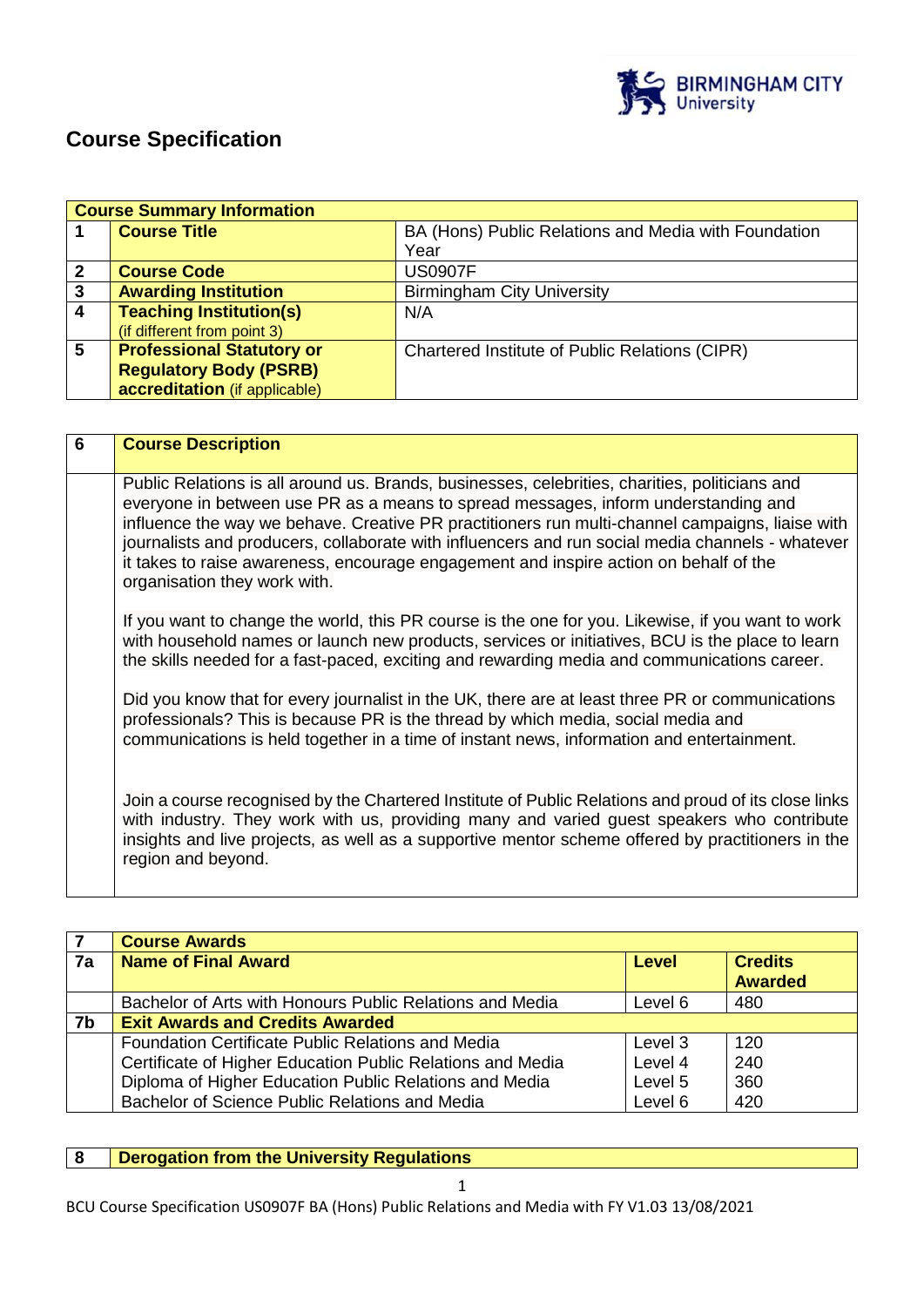# Course Specification

| Course Summary Information | | |
|---|---|---|
| 1 | **Course Title** | BA (Hons) Public Relations and Media with Foundation Year |
| 2 | **Course Code** | US0907F |
| 3 | **Awarding Institution** | Birmingham City University |
| 4 | **Teaching Institution(s)** (if different from point 3) | N/A |
| 5 | **Professional Statutory or Regulatory Body (PSRB) accreditation** (if applicable) | Chartered Institute of Public Relations (CIPR) |

| 6 | **Course Description** |
|---|---|
| | Public Relations is all around us. Brands, businesses, celebrities, charities, politicians and everyone in between use PR as a means to spread messages, inform understanding and influence the way we behave. Creative PR practitioners run multi-channel campaigns, liaise with journalists and producers, collaborate with influencers and run social media channels - whatever it takes to raise awareness, encourage engagement and inspire action on behalf of the organisation they work with.<br><br>If you want to change the world, this PR course is the one for you. Likewise, if you want to work with household names or launch new products, services or initiatives, BCU is the place to learn the skills needed for a fast-paced, exciting and rewarding media and communications career.<br><br>Did you know that for every journalist in the UK, there are at least three PR or communications professionals? This is because PR is the thread by which media, social media and communications is held together in a time of instant news, information and entertainment.<br><br>Join a course recognised by the Chartered Institute of Public Relations and proud of its close links with industry. They work with us, providing many and varied guest speakers who contribute insights and live projects, as well as a supportive mentor scheme offered by practitioners in the region and beyond. |

| 7 | **Course Awards** | | |
|---|---|---|---|
| 7a | **Name of Final Award** | **Level** | **Credits Awarded** |
| | Bachelor of Arts with Honours Public Relations and Media | Level 6 | 480 |
| 7b | **Exit Awards and Credits Awarded** | | |
| | Foundation Certificate Public Relations and Media | Level 3 | 120 |
| | Certificate of Higher Education Public Relations and Media | Level 4 | 240 |
| | Diploma of Higher Education Public Relations and Media | Level 5 | 360 |
| | Bachelor of Science Public Relations and Media | Level 6 | 420 |

| 8 | **Derogation from the University Regulations** |
|---|---|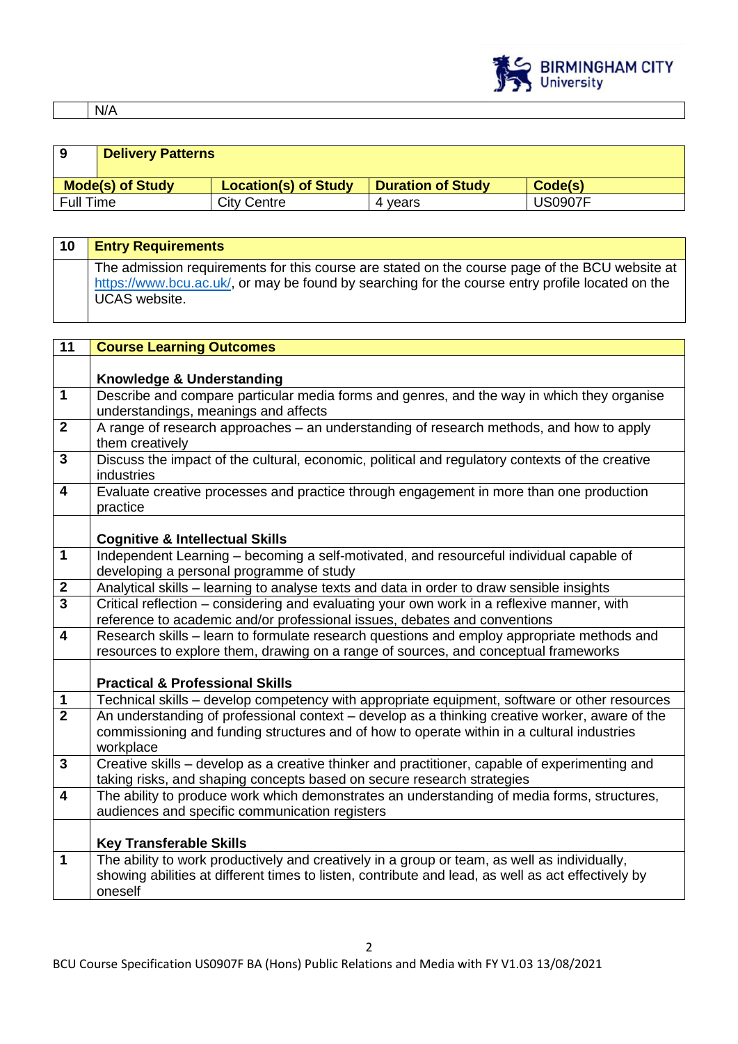| | N/A |
|---|---|

| 9 | Delivery Patterns | | |
|---|---|---|---|
| **Mode(s) of Study** | **Location(s) of Study** | **Duration of Study** | **Code(s)** |
| Full Time | City Centre | 4 years | US0907F |

| 10 | Entry Requirements |
|---|---|
| | The admission requirements for this course are stated on the course page of the BCU website at https://www.bcu.ac.uk/, or may be found by searching for the course entry profile located on the UCAS website. |

| 11 | Course Learning Outcomes |
|---|---|
| | **Knowledge & Understanding** |
| 1 | Describe and compare particular media forms and genres, and the way in which they organise understandings, meanings and affects |
| 2 | A range of research approaches – an understanding of research methods, and how to apply them creatively |
| 3 | Discuss the impact of the cultural, economic, political and regulatory contexts of the creative industries |
| 4 | Evaluate creative processes and practice through engagement in more than one production practice |
| | **Cognitive & Intellectual Skills** |
| 1 | Independent Learning – becoming a self-motivated, and resourceful individual capable of developing a personal programme of study |
| 2 | Analytical skills – learning to analyse texts and data in order to draw sensible insights |
| 3 | Critical reflection – considering and evaluating your own work in a reflexive manner, with reference to academic and/or professional issues, debates and conventions |
| 4 | Research skills – learn to formulate research questions and employ appropriate methods and resources to explore them, drawing on a range of sources, and conceptual frameworks |
| | **Practical & Professional Skills** |
| 1 | Technical skills – develop competency with appropriate equipment, software or other resources |
| 2 | An understanding of professional context – develop as a thinking creative worker, aware of the commissioning and funding structures and of how to operate within in a cultural industries workplace |
| 3 | Creative skills – develop as a creative thinker and practitioner, capable of experimenting and taking risks, and shaping concepts based on secure research strategies |
| 4 | The ability to produce work which demonstrates an understanding of media forms, structures, audiences and specific communication registers |
| | **Key Transferable Skills** |
| 1 | The ability to work productively and creatively in a group or team, as well as individually, showing abilities at different times to listen, contribute and lead, as well as act effectively by oneself |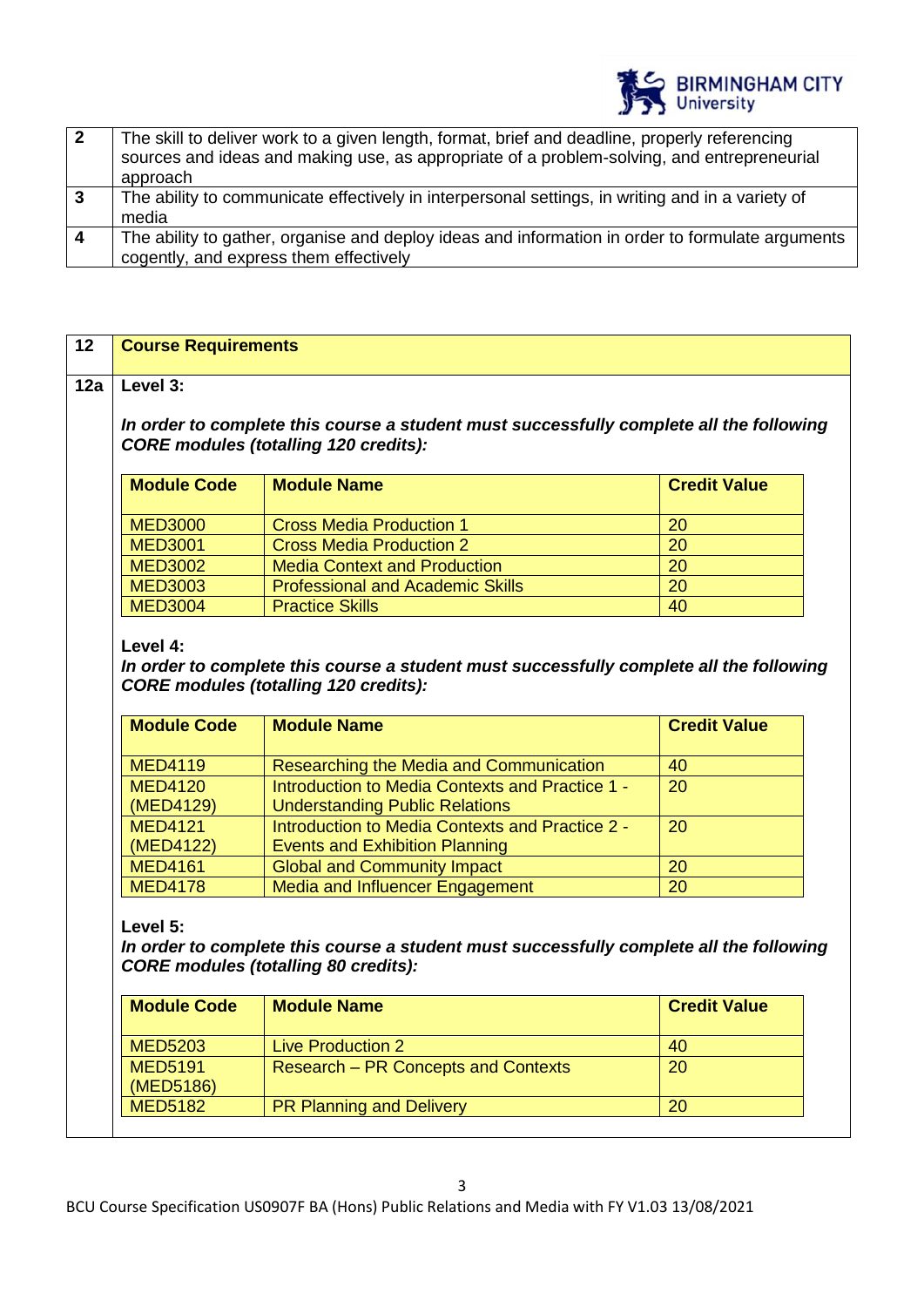| | |
|---|---|
| **2** | The skill to deliver work to a given length, format, brief and deadline, properly referencing sources and ideas and making use, as appropriate of a problem-solving, and entrepreneurial approach |
| **3** | The ability to communicate effectively in interpersonal settings, in writing and in a variety of media |
| **4** | The ability to gather, organise and deploy ideas and information in order to formulate arguments cogently, and express them effectively |

## 12 Course Requirements

### 12a Level 3:

***In order to complete this course a student must successfully complete all the following CORE modules (totalling 120 credits):***

| Module Code | Module Name | Credit Value |
|---|---|---|
| MED3000 | Cross Media Production 1 | 20 |
| MED3001 | Cross Media Production 2 | 20 |
| MED3002 | Media Context and Production | 20 |
| MED3003 | Professional and Academic Skills | 20 |
| MED3004 | Practice Skills | 40 |

**Level 4:**

***In order to complete this course a student must successfully complete all the following CORE modules (totalling 120 credits):***

| Module Code | Module Name | Credit Value |
|---|---|---|
| MED4119 | Researching the Media and Communication | 40 |
| MED4120 (MED4129) | Introduction to Media Contexts and Practice 1 - Understanding Public Relations | 20 |
| MED4121 (MED4122) | Introduction to Media Contexts and Practice 2 - Events and Exhibition Planning | 20 |
| MED4161 | Global and Community Impact | 20 |
| MED4178 | Media and Influencer Engagement | 20 |

**Level 5:**

***In order to complete this course a student must successfully complete all the following CORE modules (totalling 80 credits):***

| Module Code | Module Name | Credit Value |
|---|---|---|
| MED5203 | Live Production 2 | 40 |
| MED5191 (MED5186) | Research – PR Concepts and Contexts | 20 |
| MED5182 | PR Planning and Delivery | 20 |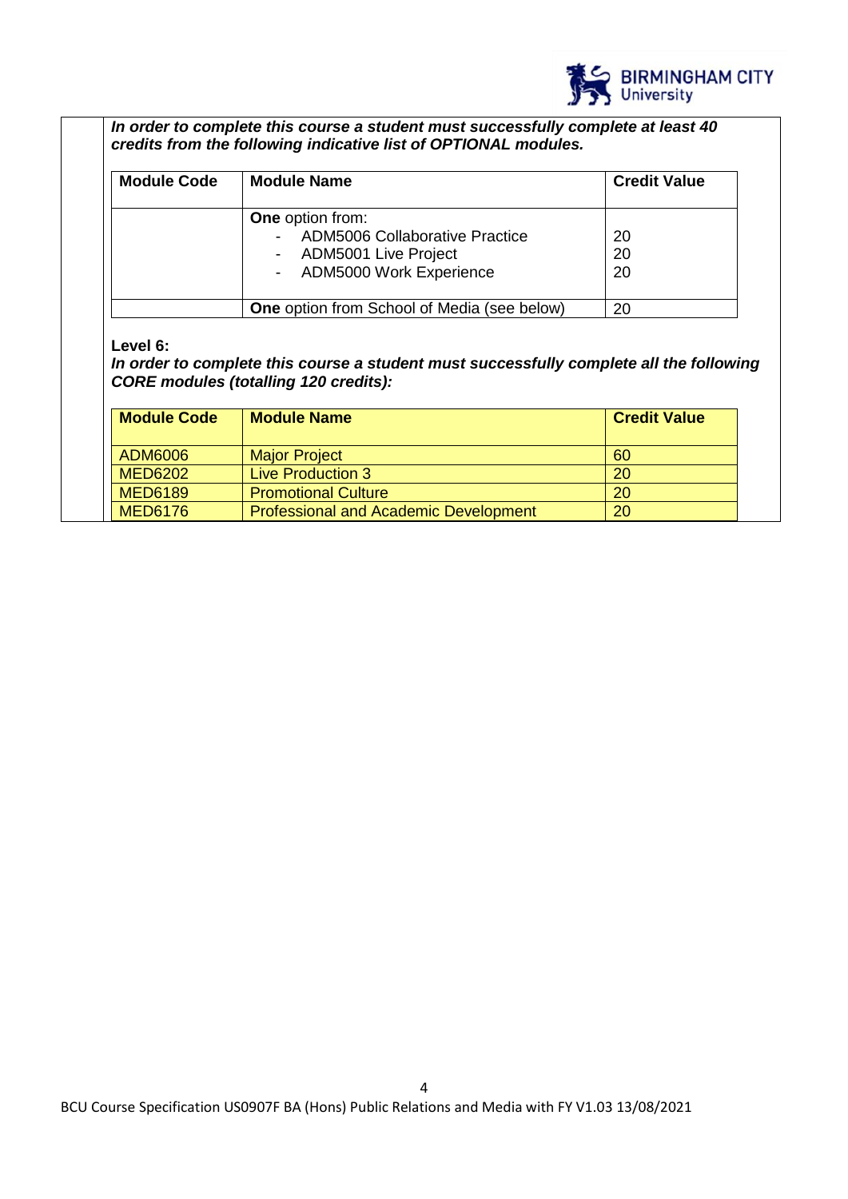***In order to complete this course a student must successfully complete at least 40 credits from the following indicative list of OPTIONAL modules.***

| Module Code | Module Name | Credit Value |
|---|---|---|
| | **One** option from:<br>- ADM5006 Collaborative Practice<br>- ADM5001 Live Project<br>- ADM5000 Work Experience | <br>20<br>20<br>20 |
| | **One** option from School of Media (see below) | 20 |

**Level 6:**

***In order to complete this course a student must successfully complete all the following CORE modules (totalling 120 credits):***

| Module Code | Module Name | Credit Value |
|---|---|---|
| ADM6006 | Major Project | 60 |
| MED6202 | Live Production 3 | 20 |
| MED6189 | Promotional Culture | 20 |
| MED6176 | Professional and Academic Development | 20 |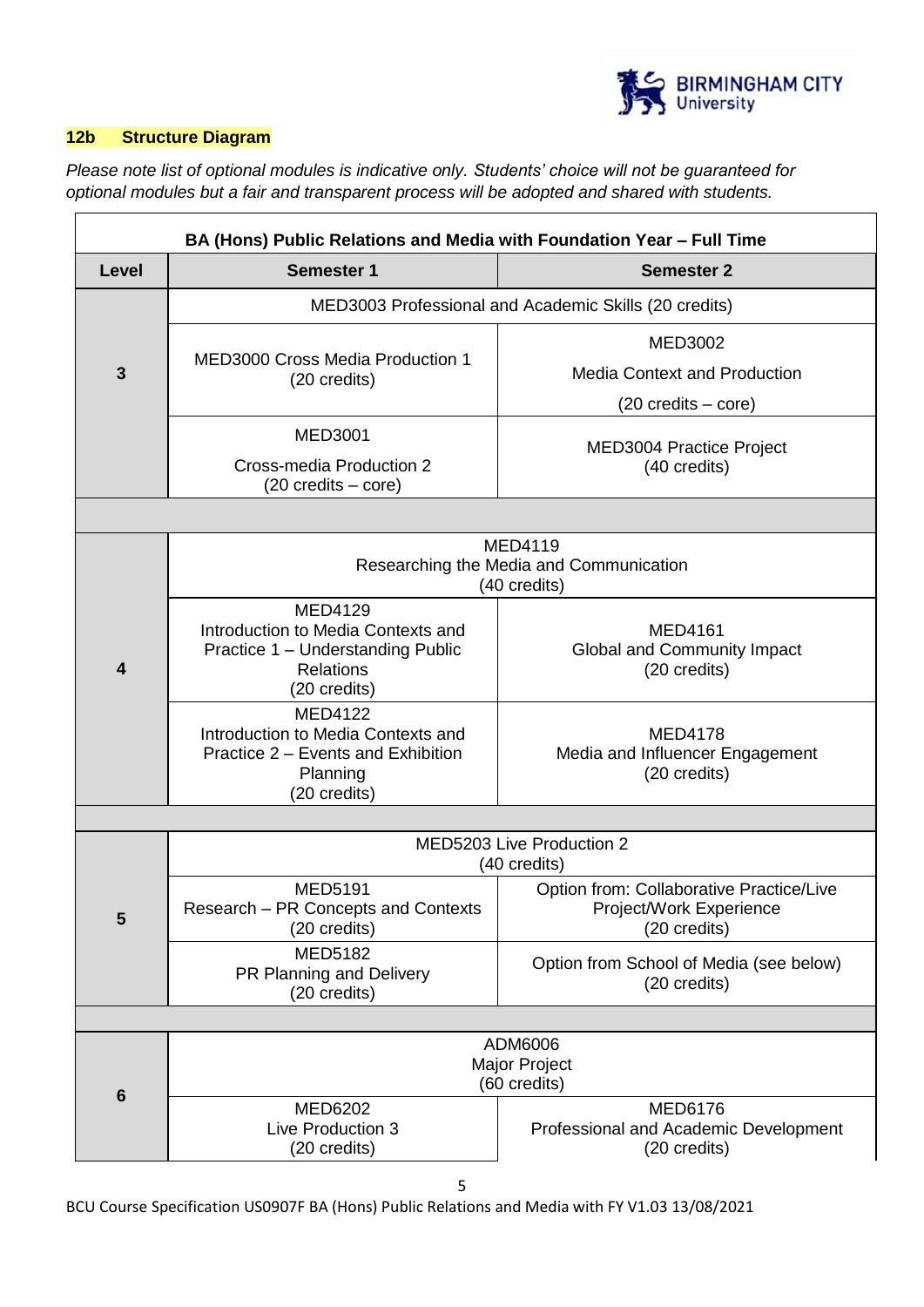## 12b Structure Diagram

*Please note list of optional modules is indicative only. Students' choice will not be guaranteed for optional modules but a fair and transparent process will be adopted and shared with students.*

| BA (Hons) Public Relations and Media with Foundation Year – Full Time | | |
|---|---|---|
| **Level** | **Semester 1** | **Semester 2** |
| 3 | MED3003 Professional and Academic Skills (20 credits) | |
| | MED3000 Cross Media Production 1 (20 credits) | MED3002 Media Context and Production (20 credits – core) |
| | MED3001 Cross-media Production 2 (20 credits – core) | MED3004 Practice Project (40 credits) |
| | | |
| 4 | MED4119 Researching the Media and Communication (40 credits) | |
| | MED4129 Introduction to Media Contexts and Practice 1 – Understanding Public Relations (20 credits) | MED4161 Global and Community Impact (20 credits) |
| | MED4122 Introduction to Media Contexts and Practice 2 – Events and Exhibition Planning (20 credits) | MED4178 Media and Influencer Engagement (20 credits) |
| | | |
| 5 | MED5203 Live Production 2 (40 credits) | |
| | MED5191 Research – PR Concepts and Contexts (20 credits) | Option from: Collaborative Practice/Live Project/Work Experience (20 credits) |
| | MED5182 PR Planning and Delivery (20 credits) | Option from School of Media (see below) (20 credits) |
| | | |
| 6 | ADM6006 Major Project (60 credits) | |
| | MED6202 Live Production 3 (20 credits) | MED6176 Professional and Academic Development (20 credits) |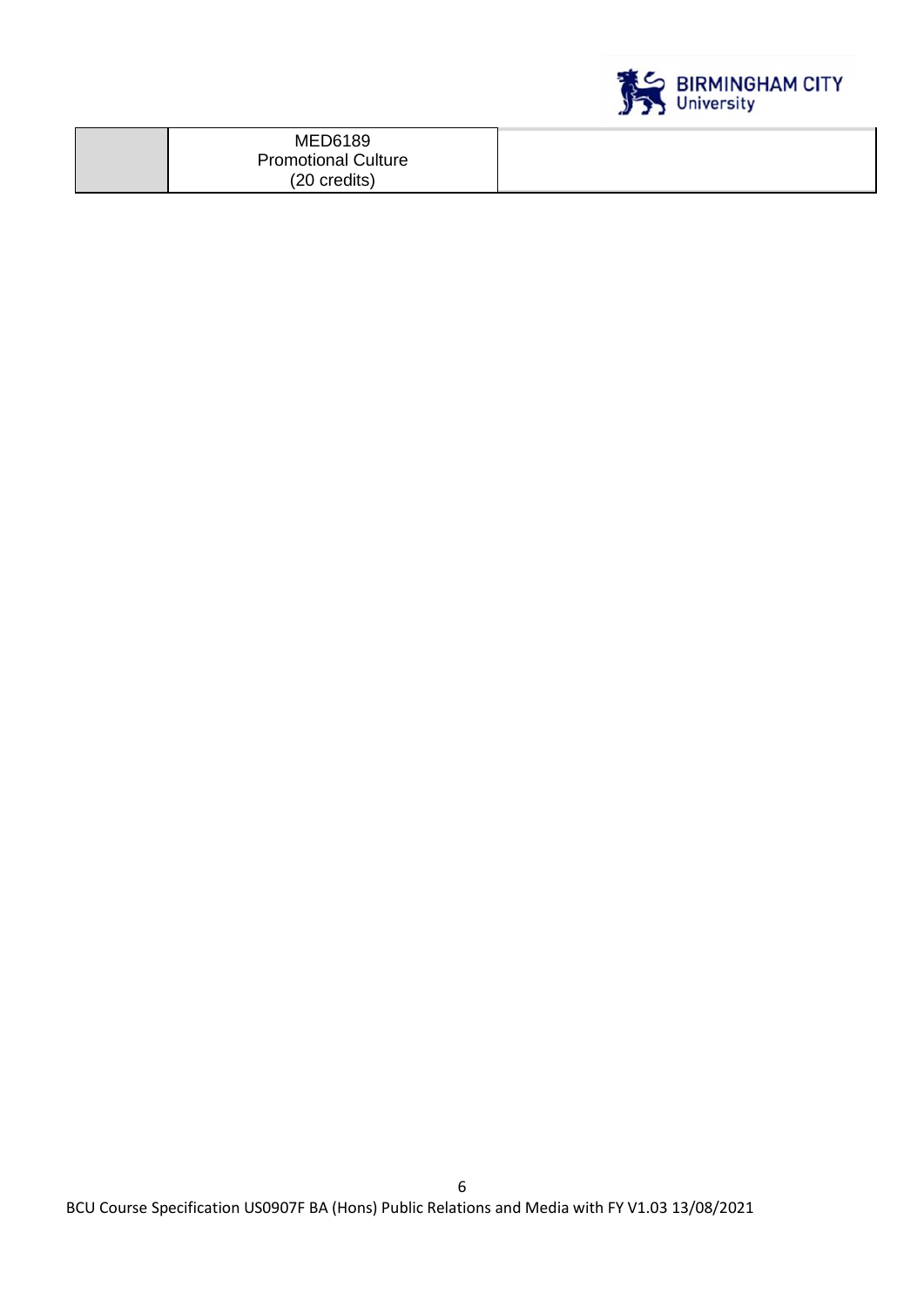|  | MED6189<br>Promotional Culture<br>(20 credits) |  |
| --- | --- | --- |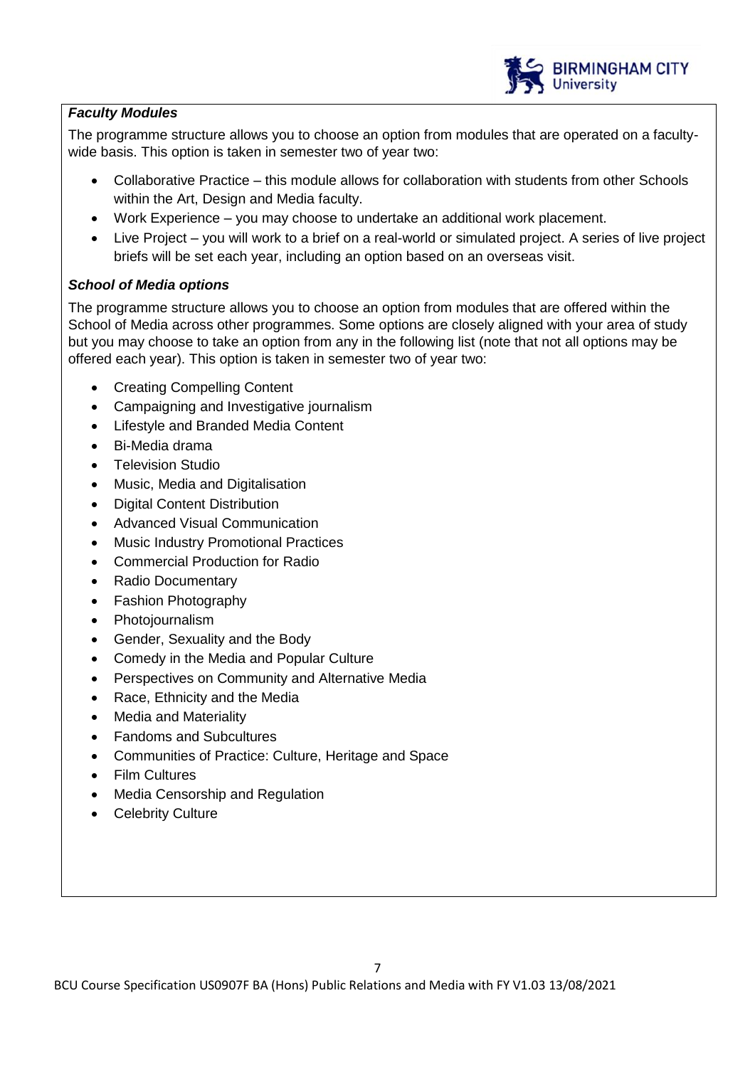***Faculty Modules***

The programme structure allows you to choose an option from modules that are operated on a faculty-wide basis. This option is taken in semester two of year two:

- Collaborative Practice – this module allows for collaboration with students from other Schools within the Art, Design and Media faculty.
- Work Experience – you may choose to undertake an additional work placement.
- Live Project – you will work to a brief on a real-world or simulated project. A series of live project briefs will be set each year, including an option based on an overseas visit.

***School of Media options***

The programme structure allows you to choose an option from modules that are offered within the School of Media across other programmes. Some options are closely aligned with your area of study but you may choose to take an option from any in the following list (note that not all options may be offered each year). This option is taken in semester two of year two:

- Creating Compelling Content
- Campaigning and Investigative journalism
- Lifestyle and Branded Media Content
- Bi-Media drama
- Television Studio
- Music, Media and Digitalisation
- Digital Content Distribution
- Advanced Visual Communication
- Music Industry Promotional Practices
- Commercial Production for Radio
- Radio Documentary
- Fashion Photography
- Photojournalism
- Gender, Sexuality and the Body
- Comedy in the Media and Popular Culture
- Perspectives on Community and Alternative Media
- Race, Ethnicity and the Media
- Media and Materiality
- Fandoms and Subcultures
- Communities of Practice: Culture, Heritage and Space
- Film Cultures
- Media Censorship and Regulation
- Celebrity Culture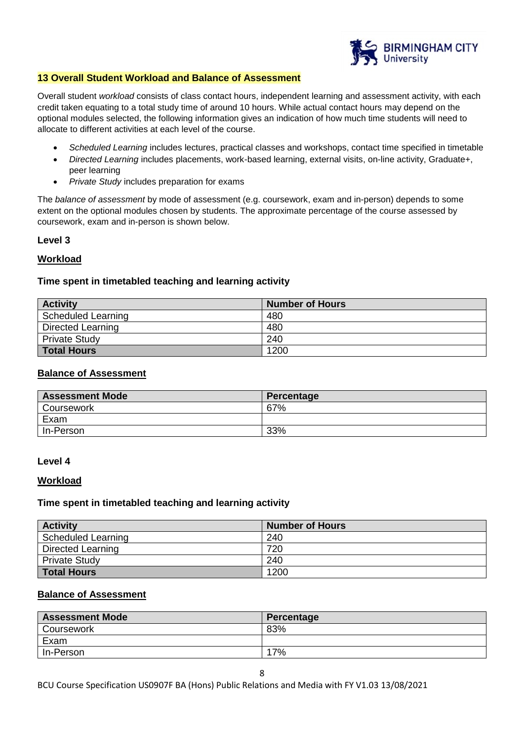## 13 Overall Student Workload and Balance of Assessment

Overall student *workload* consists of class contact hours, independent learning and assessment activity, with each credit taken equating to a total study time of around 10 hours. While actual contact hours may depend on the optional modules selected, the following information gives an indication of how much time students will need to allocate to different activities at each level of the course.

- *Scheduled Learning* includes lectures, practical classes and workshops, contact time specified in timetable
- *Directed Learning* includes placements, work-based learning, external visits, on-line activity, Graduate+, peer learning
- *Private Study* includes preparation for exams

The *balance of assessment* by mode of assessment (e.g. coursework, exam and in-person) depends to some extent on the optional modules chosen by students. The approximate percentage of the course assessed by coursework, exam and in-person is shown below.

### Level 3

#### Workload

**Time spent in timetabled teaching and learning activity**

| Activity | Number of Hours |
|---|---|
| Scheduled Learning | 480 |
| Directed Learning | 480 |
| Private Study | 240 |
| **Total Hours** | 1200 |

#### Balance of Assessment

| Assessment Mode | Percentage |
|---|---|
| Coursework | 67% |
| Exam | |
| In-Person | 33% |

### Level 4

#### Workload

**Time spent in timetabled teaching and learning activity**

| Activity | Number of Hours |
|---|---|
| Scheduled Learning | 240 |
| Directed Learning | 720 |
| Private Study | 240 |
| **Total Hours** | 1200 |

#### Balance of Assessment

| Assessment Mode | Percentage |
|---|---|
| Coursework | 83% |
| Exam | |
| In-Person | 17% |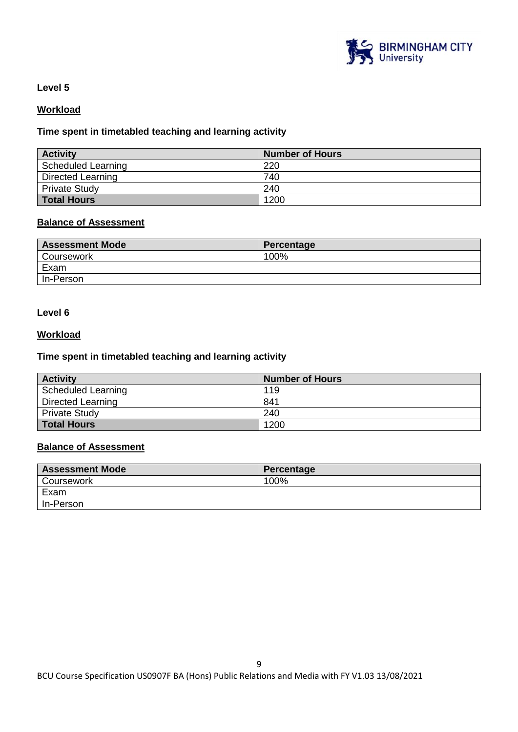**Level 5**

**Workload**

**Time spent in timetabled teaching and learning activity**

| Activity | Number of Hours |
|---|---|
| Scheduled Learning | 220 |
| Directed Learning | 740 |
| Private Study | 240 |
| **Total Hours** | 1200 |

**Balance of Assessment**

| Assessment Mode | Percentage |
|---|---|
| Coursework | 100% |
| Exam | |
| In-Person | |

**Level 6**

**Workload**

**Time spent in timetabled teaching and learning activity**

| Activity | Number of Hours |
|---|---|
| Scheduled Learning | 119 |
| Directed Learning | 841 |
| Private Study | 240 |
| **Total Hours** | 1200 |

**Balance of Assessment**

| Assessment Mode | Percentage |
|---|---|
| Coursework | 100% |
| Exam | |
| In-Person | |